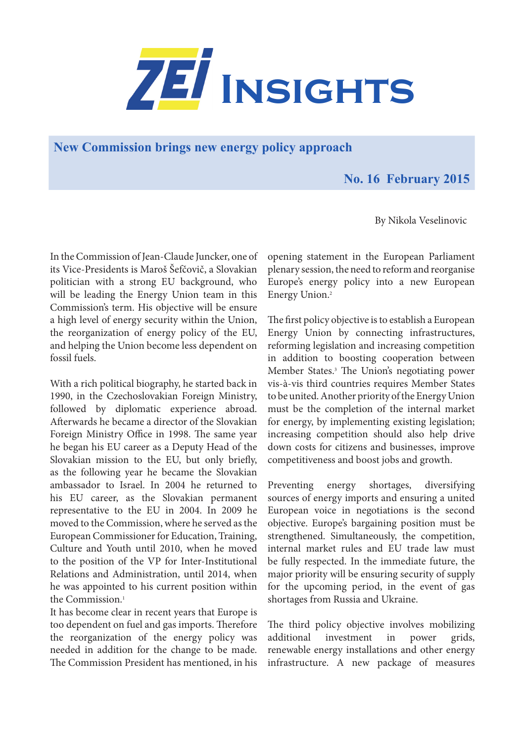# ZEI Insights

## New Commission brings new energy policy approach

**No. 16 February 2015**

By Nikola Veselinovic

In the Commission of Jean-Claude Juncker, one of its Vice-Presidents is Maroš Šefčovič, a Slovakian politician with a strong EU background, who will be leading the Energy Union team in this Commission's term. His objective will be ensure a high level of energy security within the Union, the reorganization of energy policy of the EU, and helping the Union become less dependent on fossil fuels.

With a rich political biography, he started back in 1990, in the Czechoslovakian Foreign Ministry, followed by diplomatic experience abroad. Afterwards he became a director of the Slovakian Foreign Ministry Office in 1998. The same year he began his EU career as a Deputy Head of the Slovakian mission to the EU, but only briefly, as the following year he became the Slovakian ambassador to Israel. In 2004 he returned to his EU career, as the Slovakian permanent representative to the EU in 2004. In 2009 he moved to the Commission, where he served as the European Commissioner for Education, Training, Culture and Youth until 2010, when he moved to the position of the VP for Inter-Institutional Relations and Administration, until 2014, when he was appointed to his current position within the Commission.[1]

It has become clear in recent years that Europe is too dependent on fuel and gas imports. Therefore the reorganization of the energy policy was needed in addition for the change to be made. The Commission President has mentioned, in his opening statement in the European Parliament plenary session, the need to reform and reorganise Europe's energy policy into a new European Energy Union.[2]

The first policy objective is to establish a European Energy Union by connecting infrastructures, reforming legislation and increasing competition in addition to boosting cooperation between Member States.[3] The Union's negotiating power vis-à-vis third countries requires Member States to be united. Another priority of the Energy Union must be the completion of the internal market for energy, by implementing existing legislation; increasing competition should also help drive down costs for citizens and businesses, improve competitiveness and boost jobs and growth.

Preventing energy shortages, diversifying sources of energy imports and ensuring a united European voice in negotiations is the second objective. Europe's bargaining position must be strengthened. Simultaneously, the competition, internal market rules and EU trade law must be fully respected. In the immediate future, the major priority will be ensuring security of supply for the upcoming period, in the event of gas shortages from Russia and Ukraine.

The third policy objective involves mobilizing additional investment in power grids, renewable energy installations and other energy infrastructure. A new package of measures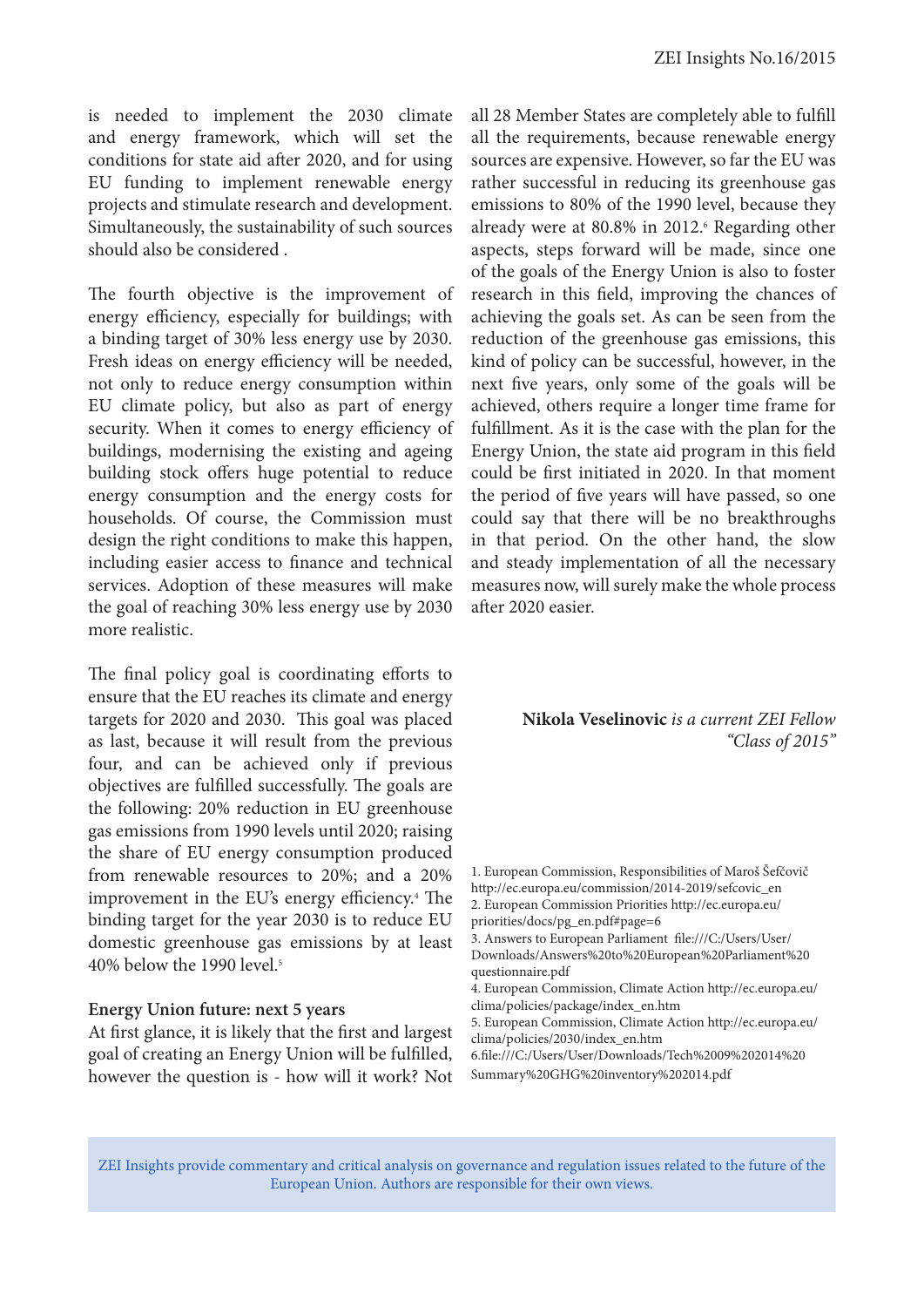is needed to implement the 2030 climate and energy framework, which will set the conditions for state aid after 2020, and for using EU funding to implement renewable energy projects and stimulate research and development. Simultaneously, the sustainability of such sources should also be considered .

The fourth objective is the improvement of energy efficiency, especially for buildings; with a binding target of 30% less energy use by 2030. Fresh ideas on energy efficiency will be needed, not only to reduce energy consumption within EU climate policy, but also as part of energy security. When it comes to energy efficiency of buildings, modernising the existing and ageing building stock offers huge potential to reduce energy consumption and the energy costs for households. Of course, the Commission must design the right conditions to make this happen, including easier access to finance and technical services. Adoption of these measures will make the goal of reaching 30% less energy use by 2030 more realistic.

The final policy goal is coordinating efforts to ensure that the EU reaches its climate and energy targets for 2020 and 2030. This goal was placed as last, because it will result from the previous four, and can be achieved only if previous objectives are fulfilled successfully. The goals are the following: 20% reduction in EU greenhouse gas emissions from 1990 levels until 2020; raising the share of EU energy consumption produced from renewable resources to 20%; and a 20% improvement in the EU's energy efficiency.[4] The binding target for the year 2030 is to reduce EU domestic greenhouse gas emissions by at least 40% below the 1990 level.[5]

**Energy Union future: next 5 years**

At first glance, it is likely that the first and largest goal of creating an Energy Union will be fulfilled, however the question is - how will it work? Not all 28 Member States are completely able to fulfill all the requirements, because renewable energy sources are expensive. However, so far the EU was rather successful in reducing its greenhouse gas emissions to 80% of the 1990 level, because they already were at 80.8% in 2012.[6] Regarding other aspects, steps forward will be made, since one of the goals of the Energy Union is also to foster research in this field, improving the chances of achieving the goals set. As can be seen from the reduction of the greenhouse gas emissions, this kind of policy can be successful, however, in the next five years, only some of the goals will be achieved, others require a longer time frame for fulfillment. As it is the case with the plan for the Energy Union, the state aid program in this field could be first initiated in 2020. In that moment the period of five years will have passed, so one could say that there will be no breakthroughs in that period. On the other hand, the slow and steady implementation of all the necessary measures now, will surely make the whole process after 2020 easier.

**Nikola Veselinovic** *is a current ZEI Fellow "Class of 2015"*

1. European Commission, Responsibilities of Maroš Šefčovič http://ec.europa.eu/commission/2014-2019/sefcovic_en
2. European Commission Priorities http://ec.europa.eu/priorities/docs/pg_en.pdf#page=6
3. Answers to European Parliament file:///C:/Users/User/Downloads/Answers%20to%20European%20Parliament%20questionnaire.pdf
4. European Commission, Climate Action http://ec.europa.eu/clima/policies/package/index_en.htm
5. European Commission, Climate Action http://ec.europa.eu/clima/policies/2030/index_en.htm
6. file:///C:/Users/User/Downloads/Tech%2009%202014%20Summary%20GHG%20inventory%202014.pdf

ZEI Insights provide commentary and critical analysis on governance and regulation issues related to the future of the European Union. Authors are responsible for their own views.